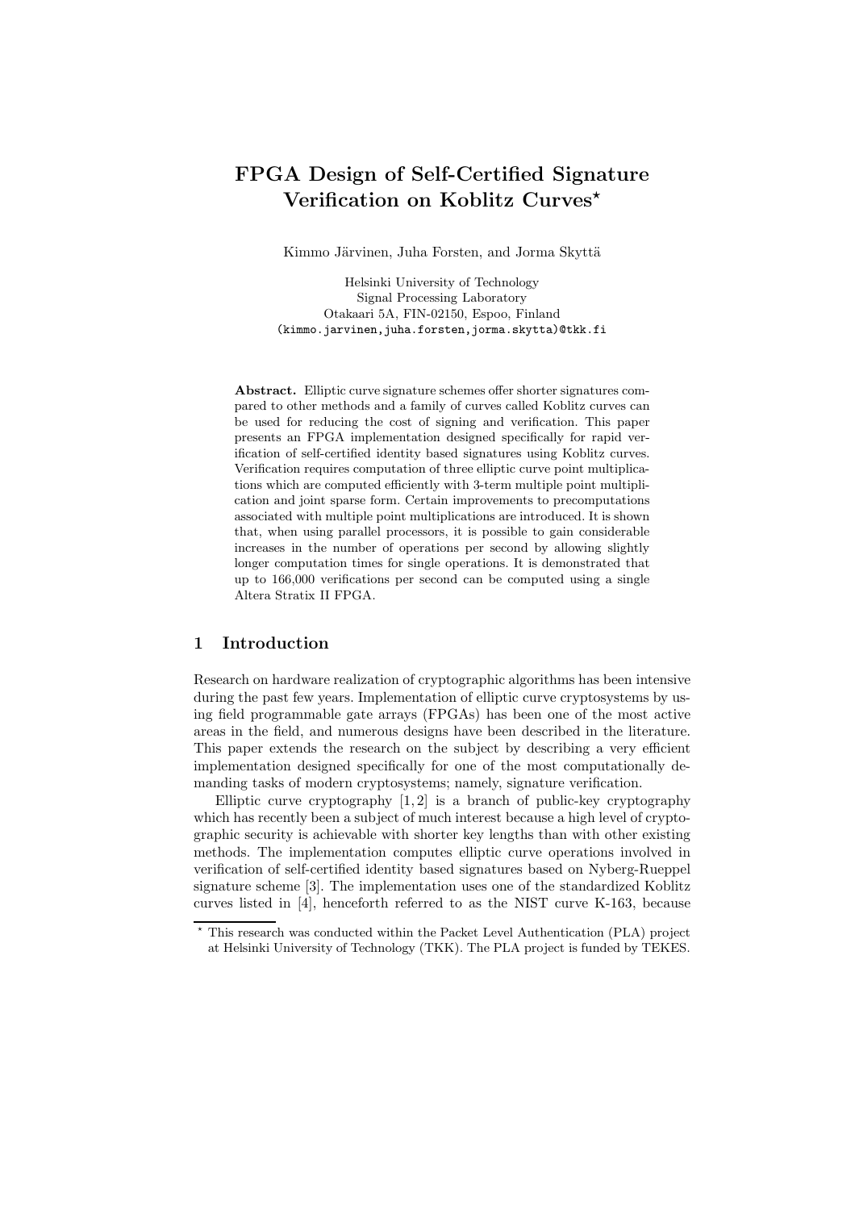# FPGA Design of Self-Certified Signature Verification on Koblitz Curves*

Kimmo Järvinen, Juha Forsten, and Jorma Skyttä

Helsinki University of Technology
Signal Processing Laboratory
Otakaari 5A, FIN-02150, Espoo, Finland
(kimmo.jarvinen,juha.forsten,jorma.skytta)@tkk.fi

**Abstract.** Elliptic curve signature schemes offer shorter signatures compared to other methods and a family of curves called Koblitz curves can be used for reducing the cost of signing and verification. This paper presents an FPGA implementation designed specifically for rapid verification of self-certified identity based signatures using Koblitz curves. Verification requires computation of three elliptic curve point multiplications which are computed efficiently with 3-term multiple point multiplication and joint sparse form. Certain improvements to precomputations associated with multiple point multiplications are introduced. It is shown that, when using parallel processors, it is possible to gain considerable increases in the number of operations per second by allowing slightly longer computation times for single operations. It is demonstrated that up to 166,000 verifications per second can be computed using a single Altera Stratix II FPGA.

## 1 Introduction

Research on hardware realization of cryptographic algorithms has been intensive during the past few years. Implementation of elliptic curve cryptosystems by using field programmable gate arrays (FPGAs) has been one of the most active areas in the field, and numerous designs have been described in the literature. This paper extends the research on the subject by describing a very efficient implementation designed specifically for one of the most computationally demanding tasks of modern cryptosystems; namely, signature verification.

Elliptic curve cryptography [1, 2] is a branch of public-key cryptography which has recently been a subject of much interest because a high level of cryptographic security is achievable with shorter key lengths than with other existing methods. The implementation computes elliptic curve operations involved in verification of self-certified identity based signatures based on Nyberg-Rueppel signature scheme [3]. The implementation uses one of the standardized Koblitz curves listed in [4], henceforth referred to as the NIST curve K-163, because

* This research was conducted within the Packet Level Authentication (PLA) project at Helsinki University of Technology (TKK). The PLA project is funded by TEKES.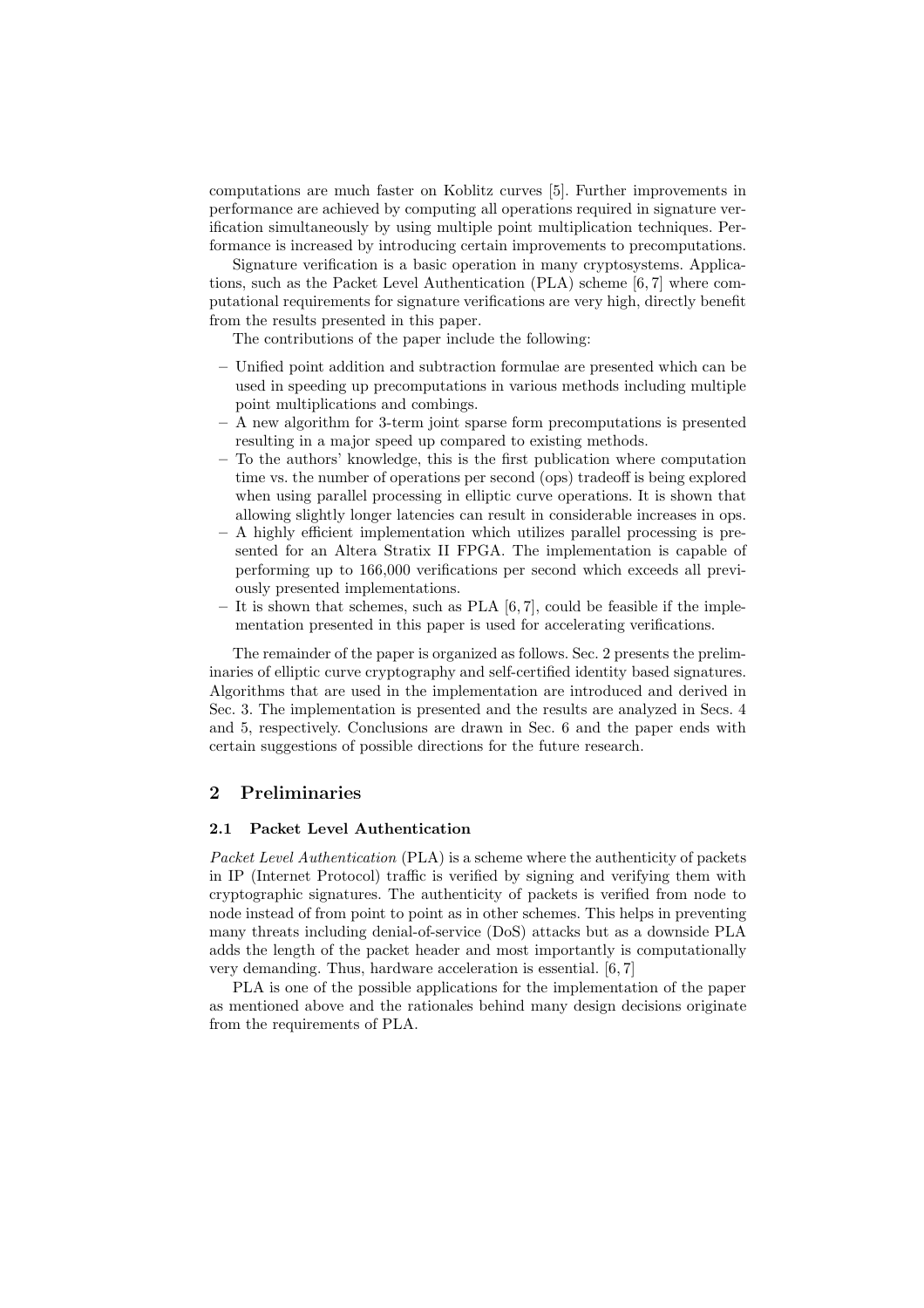computations are much faster on Koblitz curves [5]. Further improvements in performance are achieved by computing all operations required in signature verification simultaneously by using multiple point multiplication techniques. Performance is increased by introducing certain improvements to precomputations.

Signature verification is a basic operation in many cryptosystems. Applications, such as the Packet Level Authentication (PLA) scheme [6, 7] where computational requirements for signature verifications are very high, directly benefit from the results presented in this paper.

The contributions of the paper include the following:

- Unified point addition and subtraction formulae are presented which can be used in speeding up precomputations in various methods including multiple point multiplications and combings.
- A new algorithm for 3-term joint sparse form precomputations is presented resulting in a major speed up compared to existing methods.
- To the authors' knowledge, this is the first publication where computation time vs. the number of operations per second (ops) tradeoff is being explored when using parallel processing in elliptic curve operations. It is shown that allowing slightly longer latencies can result in considerable increases in ops.
- A highly efficient implementation which utilizes parallel processing is presented for an Altera Stratix II FPGA. The implementation is capable of performing up to 166,000 verifications per second which exceeds all previously presented implementations.
- It is shown that schemes, such as PLA [6, 7], could be feasible if the implementation presented in this paper is used for accelerating verifications.

The remainder of the paper is organized as follows. Sec. 2 presents the preliminaries of elliptic curve cryptography and self-certified identity based signatures. Algorithms that are used in the implementation are introduced and derived in Sec. 3. The implementation is presented and the results are analyzed in Secs. 4 and 5, respectively. Conclusions are drawn in Sec. 6 and the paper ends with certain suggestions of possible directions for the future research.

## 2 Preliminaries

### 2.1 Packet Level Authentication

*Packet Level Authentication* (PLA) is a scheme where the authenticity of packets in IP (Internet Protocol) traffic is verified by signing and verifying them with cryptographic signatures. The authenticity of packets is verified from node to node instead of from point to point as in other schemes. This helps in preventing many threats including denial-of-service (DoS) attacks but as a downside PLA adds the length of the packet header and most importantly is computationally very demanding. Thus, hardware acceleration is essential. [6, 7]

PLA is one of the possible applications for the implementation of the paper as mentioned above and the rationales behind many design decisions originate from the requirements of PLA.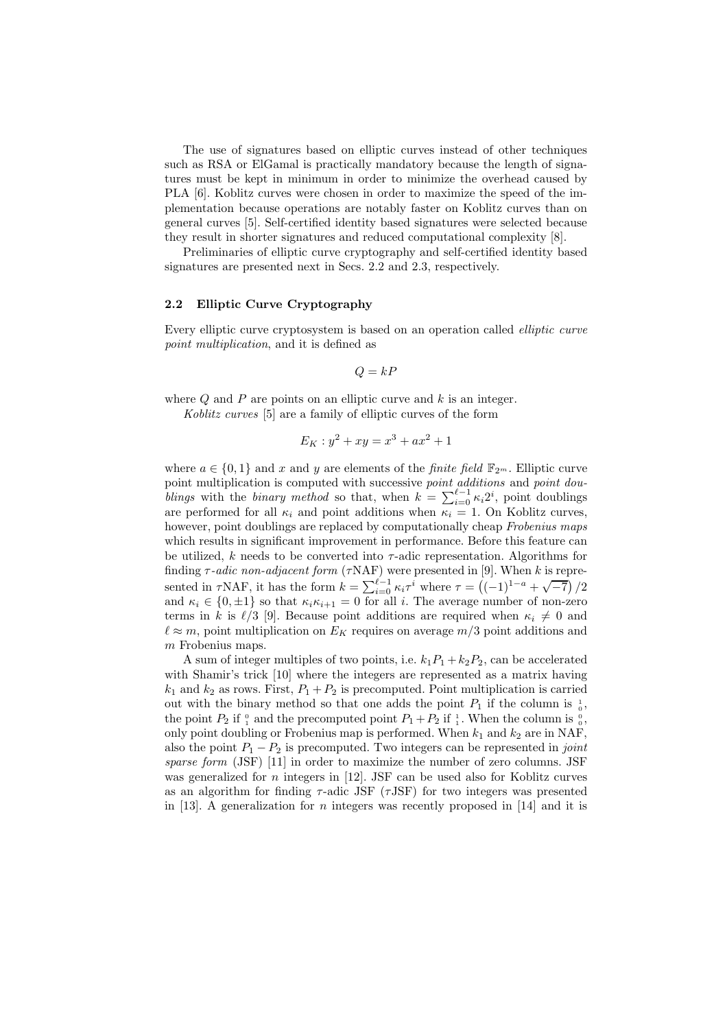The use of signatures based on elliptic curves instead of other techniques such as RSA or ElGamal is practically mandatory because the length of signatures must be kept in minimum in order to minimize the overhead caused by PLA [6]. Koblitz curves were chosen in order to maximize the speed of the implementation because operations are notably faster on Koblitz curves than on general curves [5]. Self-certified identity based signatures were selected because they result in shorter signatures and reduced computational complexity [8].

Preliminaries of elliptic curve cryptography and self-certified identity based signatures are presented next in Secs. 2.2 and 2.3, respectively.

### 2.2 Elliptic Curve Cryptography

Every elliptic curve cryptosystem is based on an operation called *elliptic curve point multiplication*, and it is defined as

$$Q = kP$$

where $Q$ and $P$ are points on an elliptic curve and $k$ is an integer.

*Koblitz curves* [5] are a family of elliptic curves of the form

$$E_K : y^2 + xy = x^3 + ax^2 + 1$$

where $a \in \{0, 1\}$ and $x$ and $y$ are elements of the *finite field* $\mathbb{F}_{2^m}$. Elliptic curve point multiplication is computed with successive *point additions* and *point doublings* with the *binary method* so that, when $k = \sum_{i=0}^{\ell-1} \kappa_i 2^i$, point doublings are performed for all $\kappa_i$ and point additions when $\kappa_i = 1$. On Koblitz curves, however, point doublings are replaced by computationally cheap *Frobenius maps* which results in significant improvement in performance. Before this feature can be utilized, $k$ needs to be converted into $\tau$-adic representation. Algorithms for finding *$\tau$-adic non-adjacent form* ($\tau$NAF) were presented in [9]. When $k$ is represented in $\tau$NAF, it has the form $k = \sum_{i=0}^{\ell-1} \kappa_i \tau^i$ where $\tau = \left((-1)^{1-a} + \sqrt{-7}\right)/2$ and $\kappa_i \in \{0, \pm 1\}$ so that $\kappa_i \kappa_{i+1} = 0$ for all $i$. The average number of non-zero terms in $k$ is $\ell/3$ [9]. Because point additions are required when $\kappa_i \neq 0$ and $\ell \approx m$, point multiplication on $E_K$ requires on average $m/3$ point additions and $m$ Frobenius maps.

A sum of integer multiples of two points, i.e. $k_1 P_1 + k_2 P_2$, can be accelerated with Shamir's trick [10] where the integers are represented as a matrix having $k_1$ and $k_2$ as rows. First, $P_1 + P_2$ is precomputed. Point multiplication is carried out with the binary method so that one adds the point $P_1$ if the column is $\substack{1 \\ 0}$, the point $P_2$ if $\substack{0 \\ 1}$ and the precomputed point $P_1 + P_2$ if $\substack{1 \\ 1}$. When the column is $\substack{0 \\ 0}$, only point doubling or Frobenius map is performed. When $k_1$ and $k_2$ are in NAF, also the point $P_1 - P_2$ is precomputed. Two integers can be represented in *joint sparse form* (JSF) [11] in order to maximize the number of zero columns. JSF was generalized for $n$ integers in [12]. JSF can be used also for Koblitz curves as an algorithm for finding $\tau$-adic JSF ($\tau$JSF) for two integers was presented in [13]. A generalization for $n$ integers was recently proposed in [14] and it is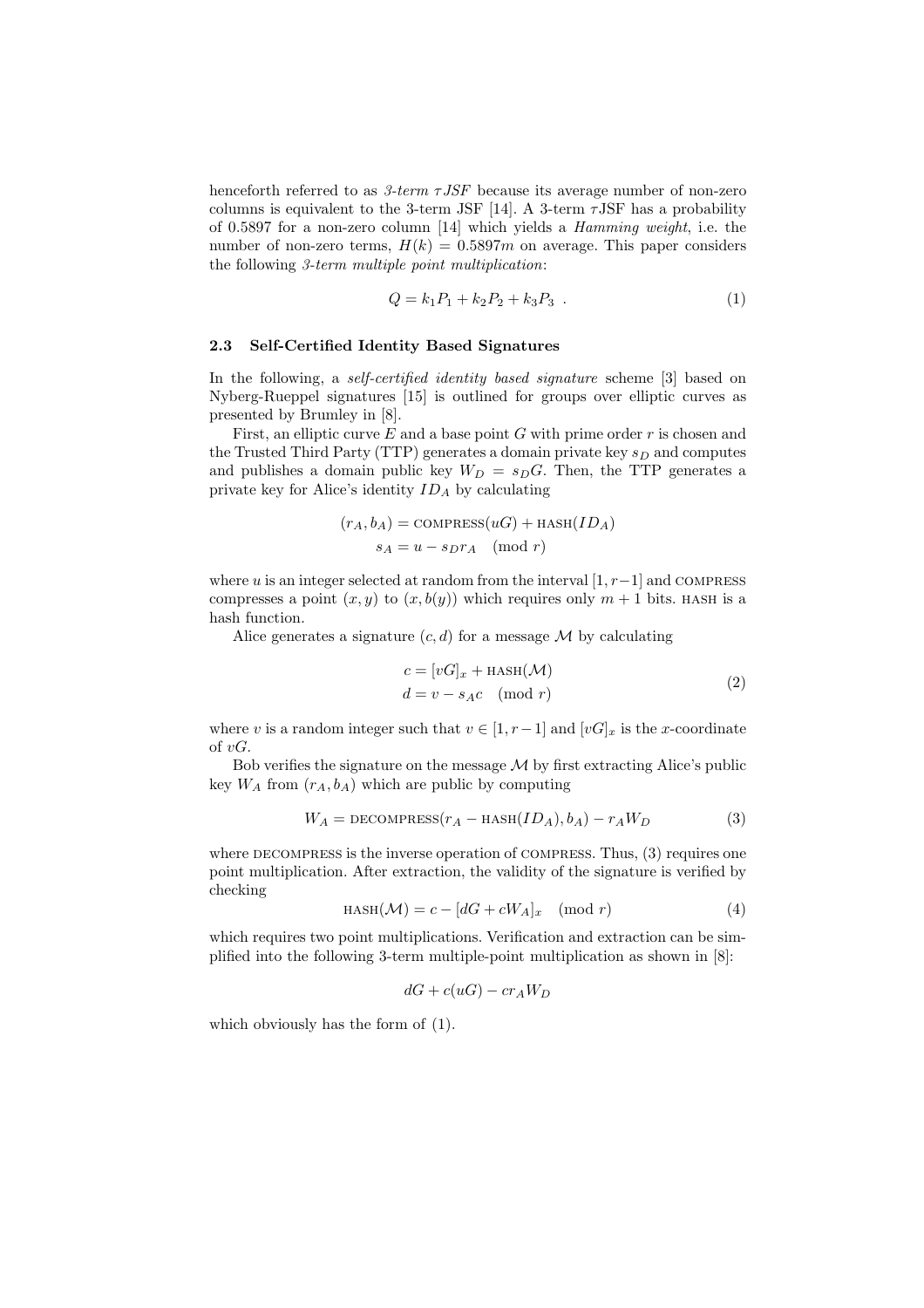henceforth referred to as *3-term $\tau$JSF* because its average number of non-zero columns is equivalent to the 3-term JSF [14]. A 3-term $\tau$JSF has a probability of 0.5897 for a non-zero column [14] which yields a *Hamming weight*, i.e. the number of non-zero terms, $H(k) = 0.5897m$ on average. This paper considers the following *3-term multiple point multiplication*:

$$Q = k_1 P_1 + k_2 P_2 + k_3 P_3 \ . \tag{1}$$

### 2.3 Self-Certified Identity Based Signatures

In the following, a *self-certified identity based signature* scheme [3] based on Nyberg-Rueppel signatures [15] is outlined for groups over elliptic curves as presented by Brumley in [8].

First, an elliptic curve $E$ and a base point $G$ with prime order $r$ is chosen and the Trusted Third Party (TTP) generates a domain private key $s_D$ and computes and publishes a domain public key $W_D = s_D G$. Then, the TTP generates a private key for Alice's identity $ID_A$ by calculating

$$\begin{aligned}(r_A, b_A) &= \textsc{compress}(uG) + \textsc{hash}(ID_A) \\ s_A &= u - s_D r_A \pmod{r}\end{aligned}$$

where $u$ is an integer selected at random from the interval $[1, r-1]$ and COMPRESS compresses a point $(x, y)$ to $(x, b(y))$ which requires only $m+1$ bits. HASH is a hash function.

Alice generates a signature $(c, d)$ for a message $\mathcal{M}$ by calculating

$$\begin{aligned}c &= [vG]_x + \textsc{hash}(\mathcal{M}) \\ d &= v - s_A c \pmod{r}\end{aligned} \tag{2}$$

where $v$ is a random integer such that $v \in [1, r-1]$ and $[vG]_x$ is the $x$-coordinate of $vG$.

Bob verifies the signature on the message $\mathcal{M}$ by first extracting Alice's public key $W_A$ from $(r_A, b_A)$ which are public by computing

$$W_A = \textsc{decompress}(r_A - \textsc{hash}(ID_A), b_A) - r_A W_D \tag{3}$$

where DECOMPRESS is the inverse operation of COMPRESS. Thus, (3) requires one point multiplication. After extraction, the validity of the signature is verified by checking

$$\textsc{hash}(\mathcal{M}) = c - [dG + cW_A]_x \pmod{r} \tag{4}$$

which requires two point multiplications. Verification and extraction can be simplified into the following 3-term multiple-point multiplication as shown in [8]:

$$dG + c(uG) - c r_A W_D$$

which obviously has the form of (1).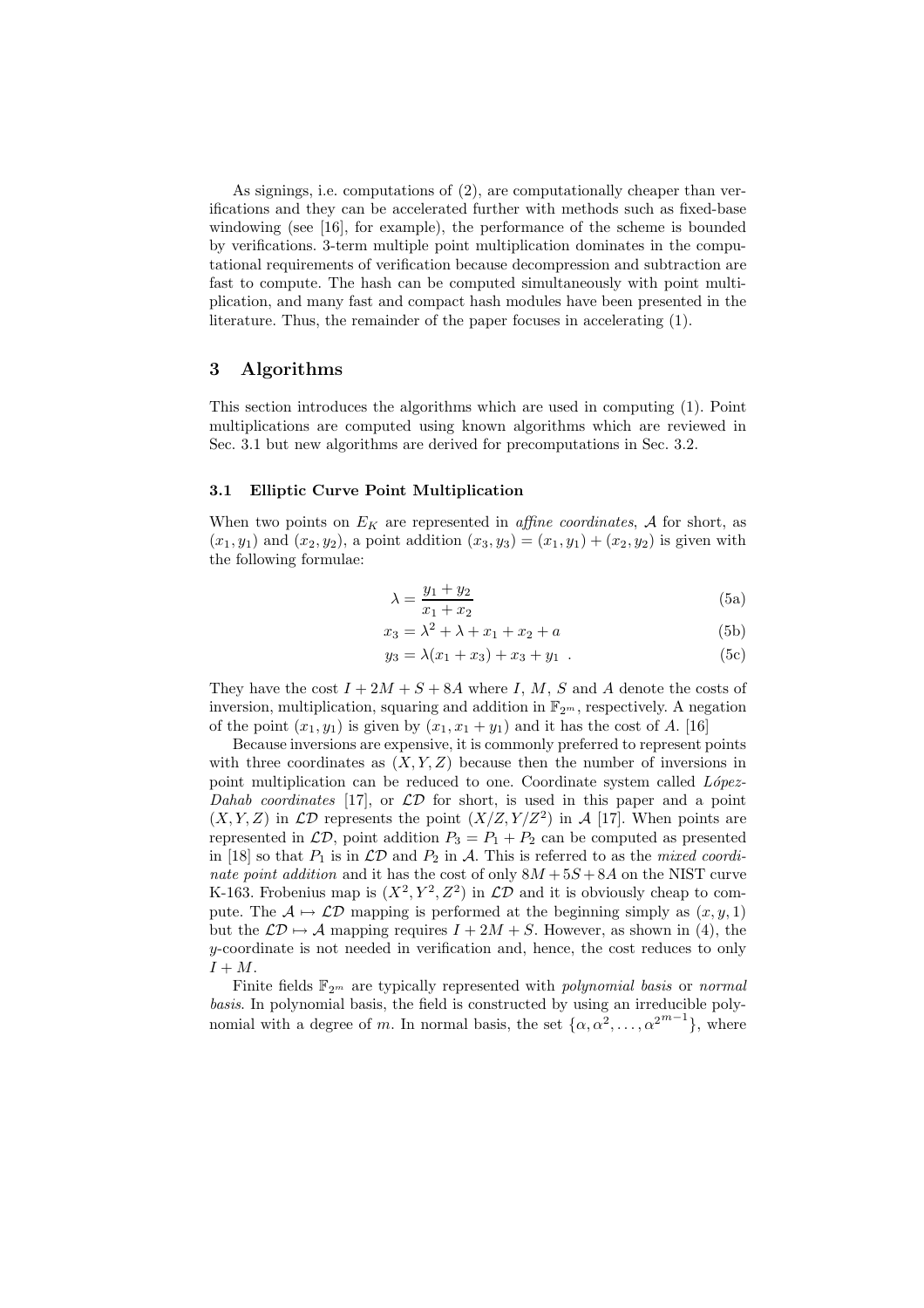As signings, i.e. computations of (2), are computationally cheaper than verifications and they can be accelerated further with methods such as fixed-base windowing (see [16], for example), the performance of the scheme is bounded by verifications. 3-term multiple point multiplication dominates in the computational requirements of verification because decompression and subtraction are fast to compute. The hash can be computed simultaneously with point multiplication, and many fast and compact hash modules have been presented in the literature. Thus, the remainder of the paper focuses in accelerating (1).

## 3 Algorithms

This section introduces the algorithms which are used in computing (1). Point multiplications are computed using known algorithms which are reviewed in Sec. 3.1 but new algorithms are derived for precomputations in Sec. 3.2.

### 3.1 Elliptic Curve Point Multiplication

When two points on $E_K$ are represented in *affine coordinates*, $\mathcal{A}$ for short, as $(x_1, y_1)$ and $(x_2, y_2)$, a point addition $(x_3, y_3) = (x_1, y_1) + (x_2, y_2)$ is given with the following formulae:

$$\lambda = \frac{y_1 + y_2}{x_1 + x_2} \tag{5a}$$

$$x_3 = \lambda^2 + \lambda + x_1 + x_2 + a \tag{5b}$$

$$y_3 = \lambda(x_1 + x_3) + x_3 + y_1 \ . \tag{5c}$$

They have the cost $I + 2M + S + 8A$ where $I$, $M$, $S$ and $A$ denote the costs of inversion, multiplication, squaring and addition in $\mathbb{F}_{2^m}$, respectively. A negation of the point $(x_1, y_1)$ is given by $(x_1, x_1 + y_1)$ and it has the cost of $A$. [16]

Because inversions are expensive, it is commonly preferred to represent points with three coordinates as $(X, Y, Z)$ because then the number of inversions in point multiplication can be reduced to one. Coordinate system called *López-Dahab coordinates* [17], or $\mathcal{LD}$ for short, is used in this paper and a point $(X, Y, Z)$ in $\mathcal{LD}$ represents the point $(X/Z, Y/Z^2)$ in $\mathcal{A}$ [17]. When points are represented in $\mathcal{LD}$, point addition $P_3 = P_1 + P_2$ can be computed as presented in [18] so that $P_1$ is in $\mathcal{LD}$ and $P_2$ in $\mathcal{A}$. This is referred to as the *mixed coordinate point addition* and it has the cost of only $8M + 5S + 8A$ on the NIST curve K-163. Frobenius map is $(X^2, Y^2, Z^2)$ in $\mathcal{LD}$ and it is obviously cheap to compute. The $\mathcal{A} \mapsto \mathcal{LD}$ mapping is performed at the beginning simply as $(x, y, 1)$ but the $\mathcal{LD} \mapsto \mathcal{A}$ mapping requires $I + 2M + S$. However, as shown in (4), the $y$-coordinate is not needed in verification and, hence, the cost reduces to only $I + M$.

Finite fields $\mathbb{F}_{2^m}$ are typically represented with *polynomial basis* or *normal basis*. In polynomial basis, the field is constructed by using an irreducible polynomial with a degree of $m$. In normal basis, the set $\{\alpha, \alpha^2, \ldots, \alpha^{2^{m-1}}\}$, where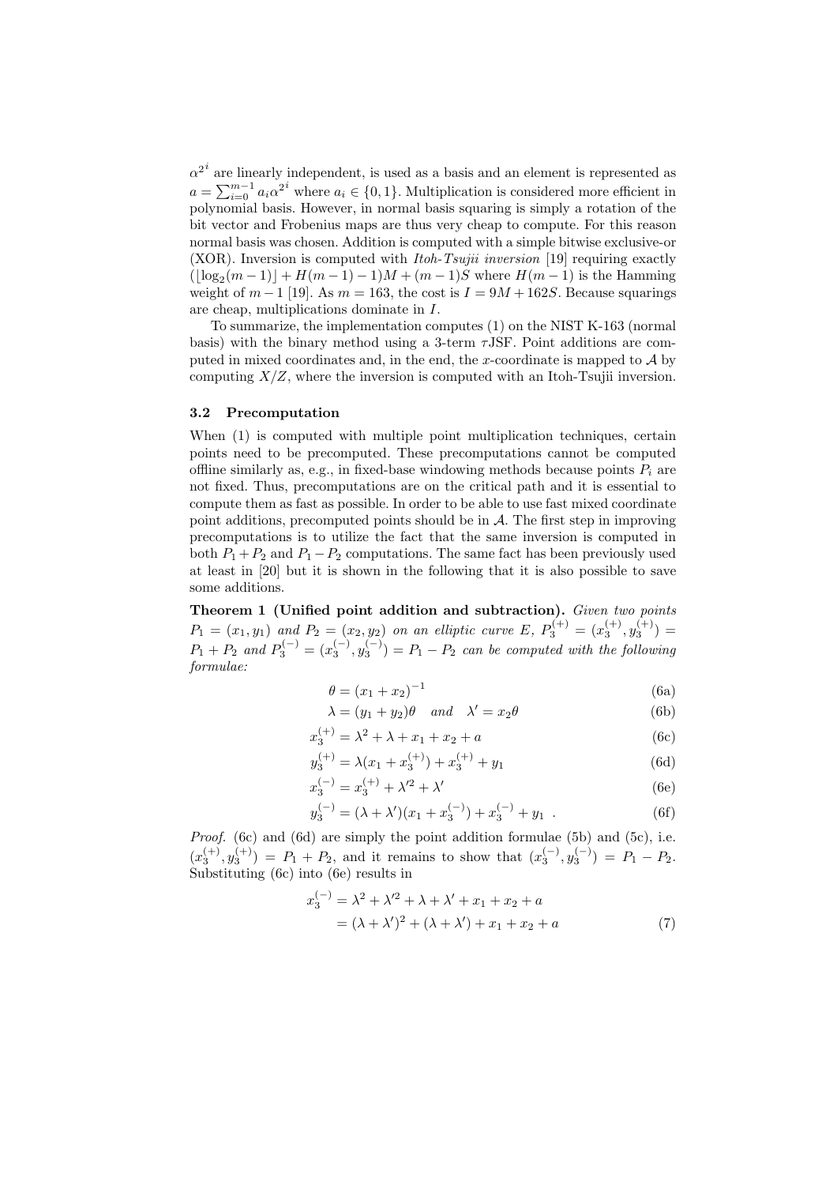$\alpha^{2^i}$ are linearly independent, is used as a basis and an element is represented as $a = \sum_{i=0}^{m-1} a_i \alpha^{2^i}$ where $a_i \in \{0, 1\}$. Multiplication is considered more efficient in polynomial basis. However, in normal basis squaring is simply a rotation of the bit vector and Frobenius maps are thus very cheap to compute. For this reason normal basis was chosen. Addition is computed with a simple bitwise exclusive-or (XOR). Inversion is computed with *Itoh-Tsujii inversion* [19] requiring exactly $(\lfloor \log_2(m-1) \rfloor + H(m-1) - 1)M + (m-1)S$ where $H(m-1)$ is the Hamming weight of $m-1$ [19]. As $m = 163$, the cost is $I = 9M + 162S$. Because squarings are cheap, multiplications dominate in $I$.

To summarize, the implementation computes (1) on the NIST K-163 (normal basis) with the binary method using a 3-term $\tau$JSF. Point additions are computed in mixed coordinates and, in the end, the $x$-coordinate is mapped to $\mathcal{A}$ by computing $X/Z$, where the inversion is computed with an Itoh-Tsujii inversion.

### 3.2 Precomputation

When (1) is computed with multiple point multiplication techniques, certain points need to be precomputed. These precomputations cannot be computed offline similarly as, e.g., in fixed-base windowing methods because points $P_i$ are not fixed. Thus, precomputations are on the critical path and it is essential to compute them as fast as possible. In order to be able to use fast mixed coordinate point additions, precomputed points should be in $\mathcal{A}$. The first step in improving precomputations is to utilize the fact that the same inversion is computed in both $P_1 + P_2$ and $P_1 - P_2$ computations. The same fact has been previously used at least in [20] but it is shown in the following that it is also possible to save some additions.

**Theorem 1 (Unified point addition and subtraction).** *Given two points $P_1 = (x_1, y_1)$ and $P_2 = (x_2, y_2)$ on an elliptic curve $E$, $P_3^{(+)} = (x_3^{(+)}, y_3^{(+)}) = P_1 + P_2$ and $P_3^{(-)} = (x_3^{(-)}, y_3^{(-)}) = P_1 - P_2$ can be computed with the following formulae:*

$$\theta = (x_1 + x_2)^{-1} \tag{6a}$$

$$\lambda = (y_1 + y_2)\theta \quad \text{and} \quad \lambda' = x_2\theta \tag{6b}$$

$$x_3^{(+)} = \lambda^2 + \lambda + x_1 + x_2 + a \tag{6c}$$

$$y_3^{(+)} = \lambda(x_1 + x_3^{(+)}) + x_3^{(+)} + y_1 \tag{6d}$$

$$x_3^{(-)} = x_3^{(+)} + \lambda'^2 + \lambda' \tag{6e}$$

$$y_3^{(-)} = (\lambda + \lambda')(x_1 + x_3^{(-)}) + x_3^{(-)} + y_1 \ . \tag{6f}$$

*Proof.* (6c) and (6d) are simply the point addition formulae (5b) and (5c), i.e. $(x_3^{(+)}, y_3^{(+)}) = P_1 + P_2$, and it remains to show that $(x_3^{(-)}, y_3^{(-)}) = P_1 - P_2$. Substituting (6c) into (6e) results in

$$\begin{aligned} x_3^{(-)} &= \lambda^2 + \lambda'^2 + \lambda + \lambda' + x_1 + x_2 + a \\ &= (\lambda + \lambda')^2 + (\lambda + \lambda') + x_1 + x_2 + a \end{aligned} \tag{7}$$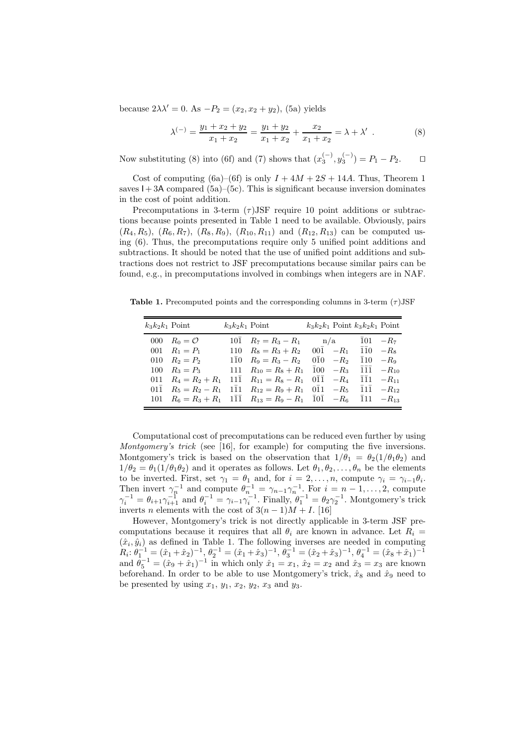because $2\lambda\lambda' = 0$. As $-P_2 = (x_2, x_2 + y_2)$, (5a) yields

$$\lambda^{(-)} = \frac{y_1 + x_2 + y_2}{x_1 + x_2} = \frac{y_1 + y_2}{x_1 + x_2} + \frac{x_2}{x_1 + x_2} = \lambda + \lambda' \ . \tag{8}$$

Now substituting (8) into (6f) and (7) shows that $(x_3^{(-)}, y_3^{(-)}) = P_1 - P_2$. $\square$

Cost of computing (6a)–(6f) is only $I + 4M + 2S + 14A$. Thus, Theorem 1 saves I + 3A compared (5a)–(5c). This is significant because inversion dominates in the cost of point addition.

Precomputations in 3-term ($\tau$)JSF require 10 point additions or subtractions because points presented in Table 1 need to be available. Obviously, pairs $(R_4, R_5)$, $(R_6, R_7)$, $(R_8, R_9)$, $(R_{10}, R_{11})$ and $(R_{12}, R_{13})$ can be computed using (6). Thus, the precomputations require only 5 unified point additions and subtractions. It should be noted that the use of unified point additions and subtractions does not restrict to JSF precomputations because similar pairs can be found, e.g., in precomputations involved in combings when integers are in NAF.

**Table 1.** Precomputed points and the corresponding columns in 3-term ($\tau$)JSF

| $k_3k_2k_1$ | Point | $k_3k_2k_1$ | Point | $k_3k_2k_1$ | Point | $k_3k_2k_1$ | Point |
|---|---|---|---|---|---|---|---|
| 000 | $R_0 = \mathcal{O}$ | $10\bar{1}$ | $R_7 = R_3 - R_1$ | n/a | | $\bar{1}01$ | $-R_7$ |
| 001 | $R_1 = P_1$ | 110 | $R_8 = R_3 + R_2$ | $00\bar{1}$ | $-R_1$ | $\bar{1}\bar{1}0$ | $-R_8$ |
| 010 | $R_2 = P_2$ | $1\bar{1}0$ | $R_9 = R_3 - R_2$ | $0\bar{1}0$ | $-R_2$ | $\bar{1}10$ | $-R_9$ |
| 100 | $R_3 = P_3$ | 111 | $R_{10} = R_8 + R_1$ | $\bar{1}00$ | $-R_3$ | $\bar{1}\bar{1}\bar{1}$ | $-R_{10}$ |
| 011 | $R_4 = R_2 + R_1$ | $11\bar{1}$ | $R_{11} = R_8 - R_1$ | $0\bar{1}\bar{1}$ | $-R_4$ | $\bar{1}\bar{1}1$ | $-R_{11}$ |
| $01\bar{1}$ | $R_5 = R_2 - R_1$ | $1\bar{1}1$ | $R_{12} = R_9 + R_1$ | $0\bar{1}1$ | $-R_5$ | $\bar{1}1\bar{1}$ | $-R_{12}$ |
| 101 | $R_6 = R_3 + R_1$ | $1\bar{1}\bar{1}$ | $R_{13} = R_9 - R_1$ | $\bar{1}0\bar{1}$ | $-R_6$ | $\bar{1}11$ | $-R_{13}$ |

Computational cost of precomputations can be reduced even further by using *Montgomery's trick* (see [16], for example) for computing the five inversions. Montgomery's trick is based on the observation that $1/\theta_1 = \theta_2(1/\theta_1\theta_2)$ and $1/\theta_2 = \theta_1(1/\theta_1\theta_2)$ and it operates as follows. Let $\theta_1, \theta_2, \ldots, \theta_n$ be the elements to be inverted. First, set $\gamma_1 = \theta_1$ and, for $i = 2, \ldots, n$, compute $\gamma_i = \gamma_{i-1}\theta_i$. Then invert $\gamma_n^{-1}$ and compute $\theta_n^{-1} = \gamma_{n-1}\gamma_n^{-1}$. For $i = n-1, \ldots, 2$, compute $\gamma_i^{-1} = \theta_{i+1}\gamma_{i+1}^{-1}$ and $\theta_i^{-1} = \gamma_{i-1}\gamma_i^{-1}$. Finally, $\theta_1^{-1} = \theta_2\gamma_2^{-1}$. Montgomery's trick inverts $n$ elements with the cost of $3(n-1)M + I$. [16]

However, Montgomery's trick is not directly applicable in 3-term JSF precomputations because it requires that all $\theta_i$ are known in advance. Let $R_i = (\hat{x}_i, \hat{y}_i)$ as defined in Table 1. The following inverses are needed in computing $R_i$: $\theta_1^{-1} = (\hat{x}_1 + \hat{x}_2)^{-1}$, $\theta_2^{-1} = (\hat{x}_1 + \hat{x}_3)^{-1}$, $\theta_3^{-1} = (\hat{x}_2 + \hat{x}_3)^{-1}$, $\theta_4^{-1} = (\hat{x}_8 + \hat{x}_1)^{-1}$ and $\theta_5^{-1} = (\hat{x}_9 + \hat{x}_1)^{-1}$ in which only $\hat{x}_1 = x_1$, $\hat{x}_2 = x_2$ and $\hat{x}_3 = x_3$ are known beforehand. In order to be able to use Montgomery's trick, $\hat{x}_8$ and $\hat{x}_9$ need to be presented by using $x_1$, $y_1$, $x_2$, $y_2$, $x_3$ and $y_3$.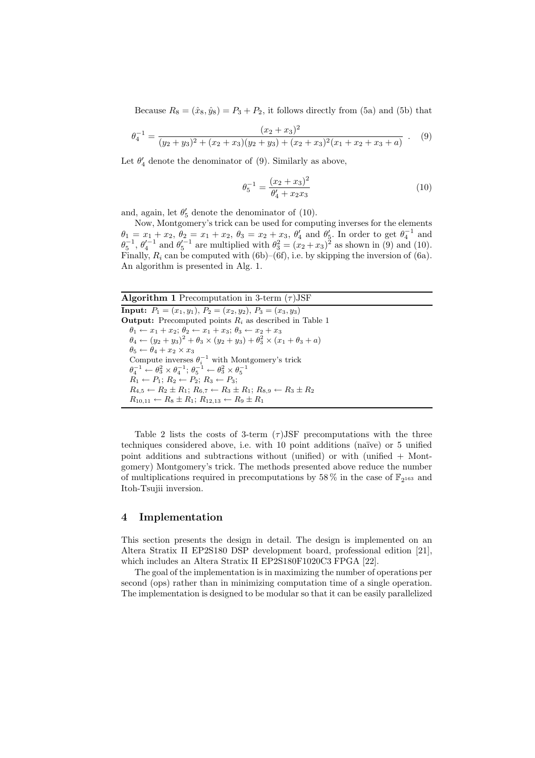Because $R_8 = (\hat{x}_8, \hat{y}_8) = P_3 + P_2$, it follows directly from (5a) and (5b) that

$$\theta_4^{-1} = \frac{(x_2 + x_3)^2}{(y_2 + y_3)^2 + (x_2 + x_3)(y_2 + y_3) + (x_2 + x_3)^2(x_1 + x_2 + x_3 + a)} \ . \tag{9}$$

Let $\theta_4'$ denote the denominator of (9). Similarly as above,

$$\theta_5^{-1} = \frac{(x_2 + x_3)^2}{\theta_4' + x_2 x_3} \tag{10}$$

and, again, let $\theta_5'$ denote the denominator of (10).

Now, Montgomery's trick can be used for computing inverses for the elements $\theta_1 = x_1 + x_2$, $\theta_2 = x_1 + x_2$, $\theta_3 = x_2 + x_3$, $\theta_4'$ and $\theta_5'$. In order to get $\theta_4^{-1}$ and $\theta_5^{-1}$, $\theta_4'^{-1}$ and $\theta_5'^{-1}$ are multiplied with $\theta_3^2 = (x_2 + x_3)^2$ as shown in (9) and (10). Finally, $R_i$ can be computed with (6b)–(6f), i.e. by skipping the inversion of (6a). An algorithm is presented in Alg. 1.

**Algorithm 1** Precomputation in 3-term $(\tau)$JSF

**Input:** $P_1 = (x_1, y_1)$, $P_2 = (x_2, y_2)$, $P_3 = (x_3, y_3)$
**Output:** Precomputed points $R_i$ as described in Table 1
  $\theta_1 \leftarrow x_1 + x_2$; $\theta_2 \leftarrow x_1 + x_3$; $\theta_3 \leftarrow x_2 + x_3$
  $\theta_4 \leftarrow (y_2 + y_3)^2 + \theta_3 \times (y_2 + y_3) + \theta_3^2 \times (x_1 + \theta_3 + a)$
  $\theta_5 \leftarrow \theta_4 + x_2 \times x_3$
  Compute inverses $\theta_i^{-1}$ with Montgomery's trick
  $\theta_4^{-1} \leftarrow \theta_3^2 \times \theta_4^{-1}$; $\theta_5^{-1} \leftarrow \theta_3^2 \times \theta_5^{-1}$
  $R_1 \leftarrow P_1$; $R_2 \leftarrow P_2$; $R_3 \leftarrow P_3$;
  $R_{4,5} \leftarrow R_2 \pm R_1$; $R_{6,7} \leftarrow R_3 \pm R_1$; $R_{8,9} \leftarrow R_3 \pm R_2$
  $R_{10,11} \leftarrow R_8 \pm R_1$; $R_{12,13} \leftarrow R_9 \pm R_1$

Table 2 lists the costs of 3-term $(\tau)$JSF precomputations with the three techniques considered above, i.e. with 10 point additions (naïve) or 5 unified point additions and subtractions without (unified) or with (unified + Montgomery) Montgomery's trick. The methods presented above reduce the number of multiplications required in precomputations by 58 % in the case of $\mathbb{F}_{2^{163}}$ and Itoh-Tsujii inversion.

## 4 Implementation

This section presents the design in detail. The design is implemented on an Altera Stratix II EP2S180 DSP development board, professional edition [21], which includes an Altera Stratix II EP2S180F1020C3 FPGA [22].

The goal of the implementation is in maximizing the number of operations per second (ops) rather than in minimizing computation time of a single operation. The implementation is designed to be modular so that it can be easily parallelized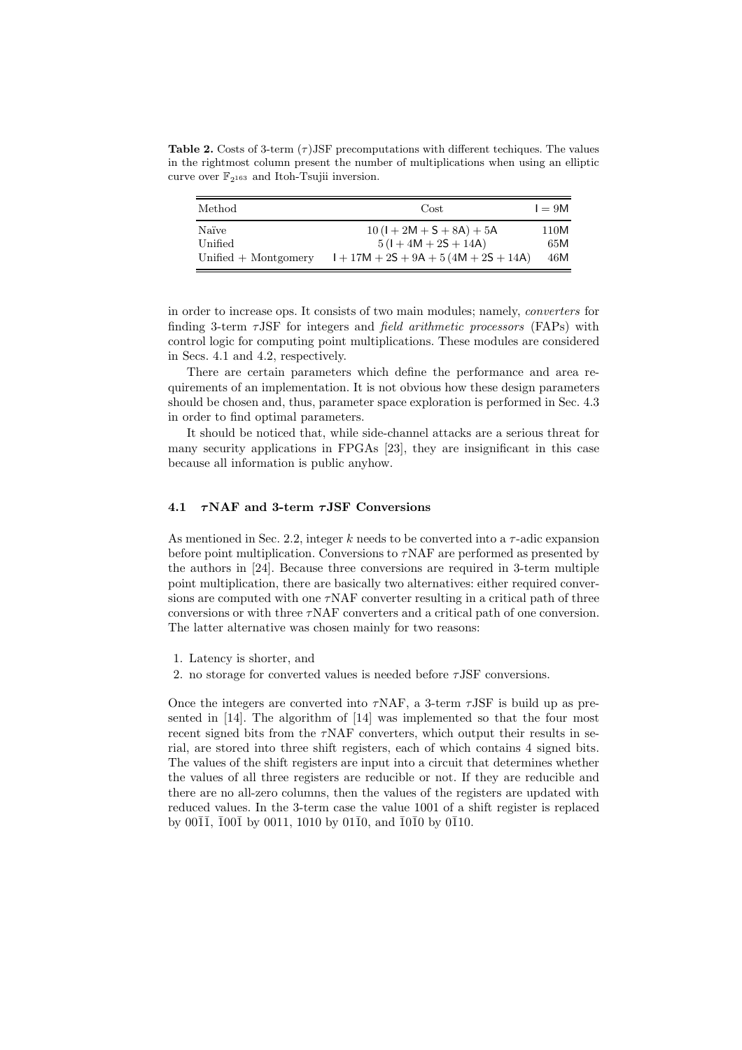**Table 2.** Costs of 3-term $(\tau)$JSF precomputations with different techiques. The values in the rightmost column present the number of multiplications when using an elliptic curve over $\mathbb{F}_{2^{163}}$ and Itoh-Tsujii inversion.

| Method | Cost | $\mathsf{I} = 9\mathsf{M}$ |
|---|---|---|
| Naïve | $10\,(\mathsf{I} + 2\mathsf{M} + \mathsf{S} + 8\mathsf{A}) + 5\mathsf{A}$ | 110M |
| Unified | $5\,(\mathsf{I} + 4\mathsf{M} + 2\mathsf{S} + 14\mathsf{A})$ | 65M |
| Unified + Montgomery | $\mathsf{I} + 17\mathsf{M} + 2\mathsf{S} + 9\mathsf{A} + 5\,(4\mathsf{M} + 2\mathsf{S} + 14\mathsf{A})$ | 46M |

in order to increase ops. It consists of two main modules; namely, *converters* for finding 3-term $\tau$JSF for integers and *field arithmetic processors* (FAPs) with control logic for computing point multiplications. These modules are considered in Secs. 4.1 and 4.2, respectively.

There are certain parameters which define the performance and area requirements of an implementation. It is not obvious how these design parameters should be chosen and, thus, parameter space exploration is performed in Sec. 4.3 in order to find optimal parameters.

It should be noticed that, while side-channel attacks are a serious threat for many security applications in FPGAs [23], they are insignificant in this case because all information is public anyhow.

### 4.1 $\tau$NAF and 3-term $\tau$JSF Conversions

As mentioned in Sec. 2.2, integer $k$ needs to be converted into a $\tau$-adic expansion before point multiplication. Conversions to $\tau$NAF are performed as presented by the authors in [24]. Because three conversions are required in 3-term multiple point multiplication, there are basically two alternatives: either required conversions are computed with one $\tau$NAF converter resulting in a critical path of three conversions or with three $\tau$NAF converters and a critical path of one conversion. The latter alternative was chosen mainly for two reasons:

1. Latency is shorter, and
2. no storage for converted values is needed before $\tau$JSF conversions.

Once the integers are converted into $\tau$NAF, a 3-term $\tau$JSF is build up as presented in [14]. The algorithm of [14] was implemented so that the four most recent signed bits from the $\tau$NAF converters, which output their results in serial, are stored into three shift registers, each of which contains 4 signed bits. The values of the shift registers are input into a circuit that determines whether the values of all three registers are reducible or not. If they are reducible and there are no all-zero columns, then the values of the registers are updated with reduced values. In the 3-term case the value 1001 of a shift register is replaced by $00\bar{1}\bar{1}$, $\bar{1}00\bar{1}$ by 0011, 1010 by $01\bar{1}0$, and $\bar{1}0\bar{1}0$ by $0\bar{1}10$.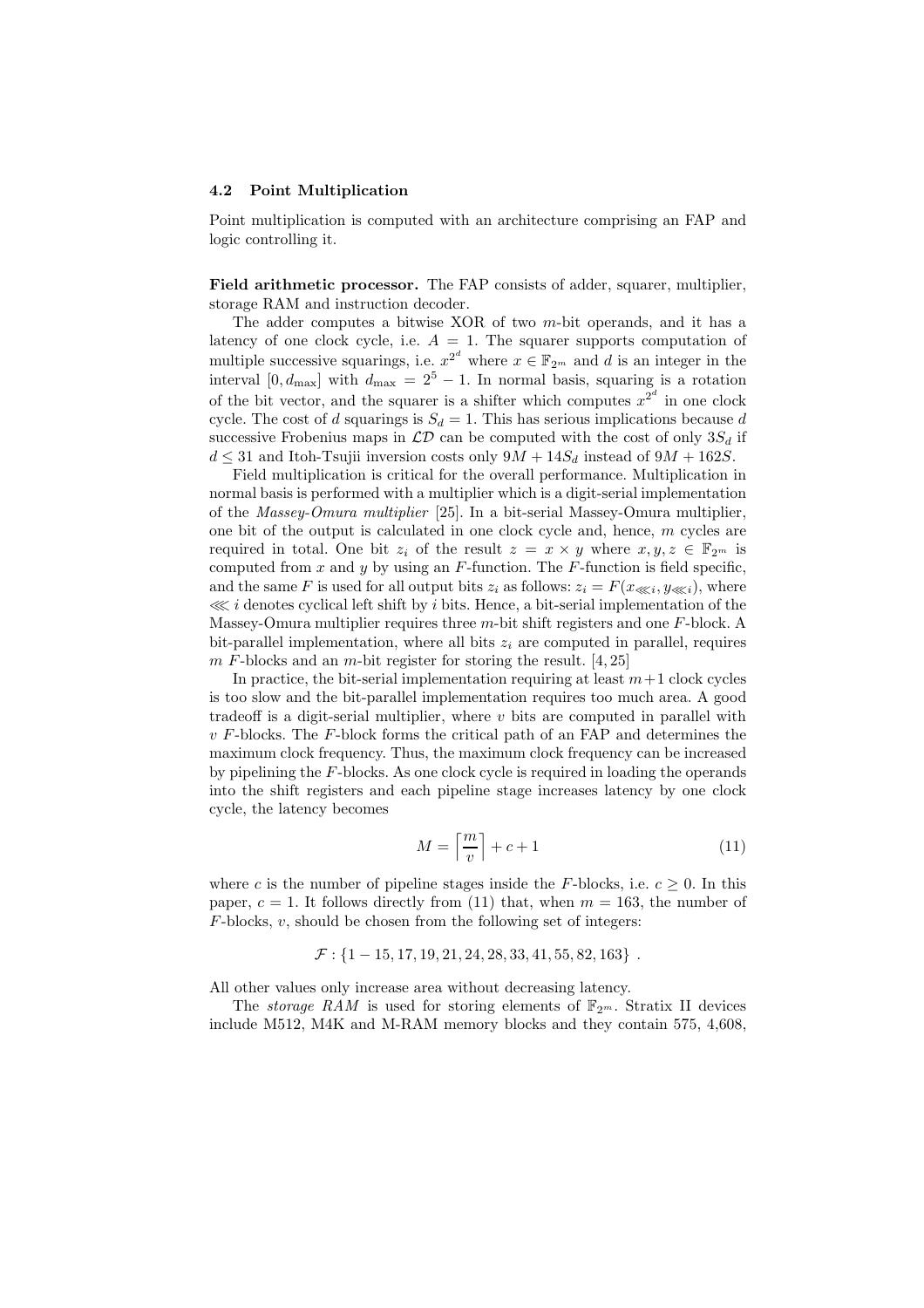### 4.2 Point Multiplication

Point multiplication is computed with an architecture comprising an FAP and logic controlling it.

**Field arithmetic processor.** The FAP consists of adder, squarer, multiplier, storage RAM and instruction decoder.

The adder computes a bitwise XOR of two $m$-bit operands, and it has a latency of one clock cycle, i.e. $A = 1$. The squarer supports computation of multiple successive squarings, i.e. $x^{2^d}$ where $x \in \mathbb{F}_{2^m}$ and $d$ is an integer in the interval $[0, d_{\max}]$ with $d_{\max} = 2^5 - 1$. In normal basis, squaring is a rotation of the bit vector, and the squarer is a shifter which computes $x^{2^d}$ in one clock cycle. The cost of $d$ squarings is $S_d = 1$. This has serious implications because $d$ successive Frobenius maps in $\mathcal{LD}$ can be computed with the cost of only $3S_d$ if $d \leq 31$ and Itoh-Tsujii inversion costs only $9M + 14S_d$ instead of $9M + 162S$.

Field multiplication is critical for the overall performance. Multiplication in normal basis is performed with a multiplier which is a digit-serial implementation of the *Massey-Omura multiplier* [25]. In a bit-serial Massey-Omura multiplier, one bit of the output is calculated in one clock cycle and, hence, $m$ cycles are required in total. One bit $z_i$ of the result $z = x \times y$ where $x, y, z \in \mathbb{F}_{2^m}$ is computed from $x$ and $y$ by using an $F$-function. The $F$-function is field specific, and the same $F$ is used for all output bits $z_i$ as follows: $z_i = F(x_{\lll i}, y_{\lll i})$, where $\lll i$ denotes cyclical left shift by $i$ bits. Hence, a bit-serial implementation of the Massey-Omura multiplier requires three $m$-bit shift registers and one $F$-block. A bit-parallel implementation, where all bits $z_i$ are computed in parallel, requires $m$ $F$-blocks and an $m$-bit register for storing the result. [4, 25]

In practice, the bit-serial implementation requiring at least $m+1$ clock cycles is too slow and the bit-parallel implementation requires too much area. A good tradeoff is a digit-serial multiplier, where $v$ bits are computed in parallel with $v$ $F$-blocks. The $F$-block forms the critical path of an FAP and determines the maximum clock frequency. Thus, the maximum clock frequency can be increased by pipelining the $F$-blocks. As one clock cycle is required in loading the operands into the shift registers and each pipeline stage increases latency by one clock cycle, the latency becomes

$$M = \left\lceil \frac{m}{v} \right\rceil + c + 1 \tag{11}$$

where $c$ is the number of pipeline stages inside the $F$-blocks, i.e. $c \geq 0$. In this paper, $c = 1$. It follows directly from (11) that, when $m = 163$, the number of $F$-blocks, $v$, should be chosen from the following set of integers:

$$\mathcal{F} : \{1 - 15, 17, 19, 21, 24, 28, 33, 41, 55, 82, 163\} .$$

All other values only increase area without decreasing latency.

The *storage RAM* is used for storing elements of $\mathbb{F}_{2^m}$. Stratix II devices include M512, M4K and M-RAM memory blocks and they contain 575, 4,608,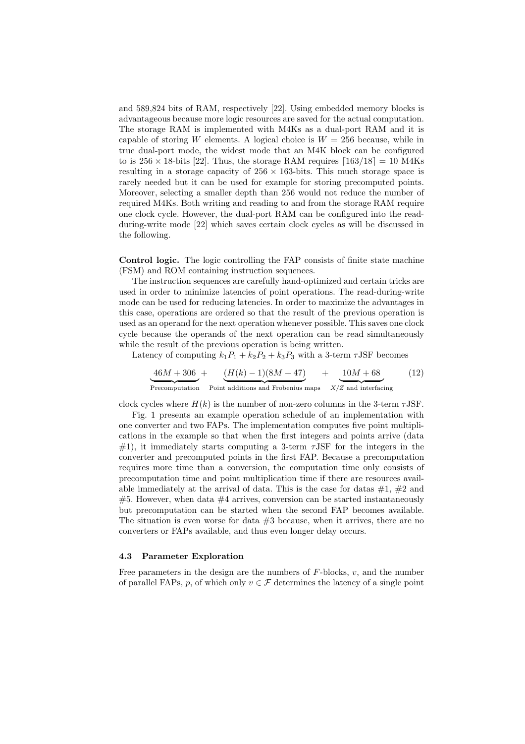and 589,824 bits of RAM, respectively [22]. Using embedded memory blocks is advantageous because more logic resources are saved for the actual computation. The storage RAM is implemented with M4Ks as a dual-port RAM and it is capable of storing $W$ elements. A logical choice is $W = 256$ because, while in true dual-port mode, the widest mode that an M4K block can be configured to is $256 \times 18$-bits [22]. Thus, the storage RAM requires $\lceil 163/18 \rceil = 10$ M4Ks resulting in a storage capacity of $256 \times 163$-bits. This much storage space is rarely needed but it can be used for example for storing precomputed points. Moreover, selecting a smaller depth than 256 would not reduce the number of required M4Ks. Both writing and reading to and from the storage RAM require one clock cycle. However, the dual-port RAM can be configured into the read-during-write mode [22] which saves certain clock cycles as will be discussed in the following.

**Control logic.** The logic controlling the FAP consists of finite state machine (FSM) and ROM containing instruction sequences.

The instruction sequences are carefully hand-optimized and certain tricks are used in order to minimize latencies of point operations. The read-during-write mode can be used for reducing latencies. In order to maximize the advantages in this case, operations are ordered so that the result of the previous operation is used as an operand for the next operation whenever possible. This saves one clock cycle because the operands of the next operation can be read simultaneously while the result of the previous operation is being written.

Latency of computing $k_1P_1 + k_2P_2 + k_3P_3$ with a 3-term $\tau$JSF becomes

$$\underbrace{46M + 306}_{\text{Precomputation}} + \underbrace{(H(k) - 1)(8M + 47)}_{\text{Point additions and Frobenius maps}} + \underbrace{10M + 68}_{X/Z \text{ and interfacing}} \tag{12}$$

clock cycles where $H(k)$ is the number of non-zero columns in the 3-term $\tau$JSF.

Fig. 1 presents an example operation schedule of an implementation with one converter and two FAPs. The implementation computes five point multiplications in the example so that when the first integers and points arrive (data #1), it immediately starts computing a 3-term $\tau$JSF for the integers in the converter and precomputed points in the first FAP. Because a precomputation requires more time than a conversion, the computation time only consists of precomputation time and point multiplication time if there are resources available immediately at the arrival of data. This is the case for datas #1, #2 and #5. However, when data #4 arrives, conversion can be started instantaneously but precomputation can be started when the second FAP becomes available. The situation is even worse for data #3 because, when it arrives, there are no converters or FAPs available, and thus even longer delay occurs.

### 4.3 Parameter Exploration

Free parameters in the design are the numbers of $F$-blocks, $v$, and the number of parallel FAPs, $p$, of which only $v \in \mathcal{F}$ determines the latency of a single point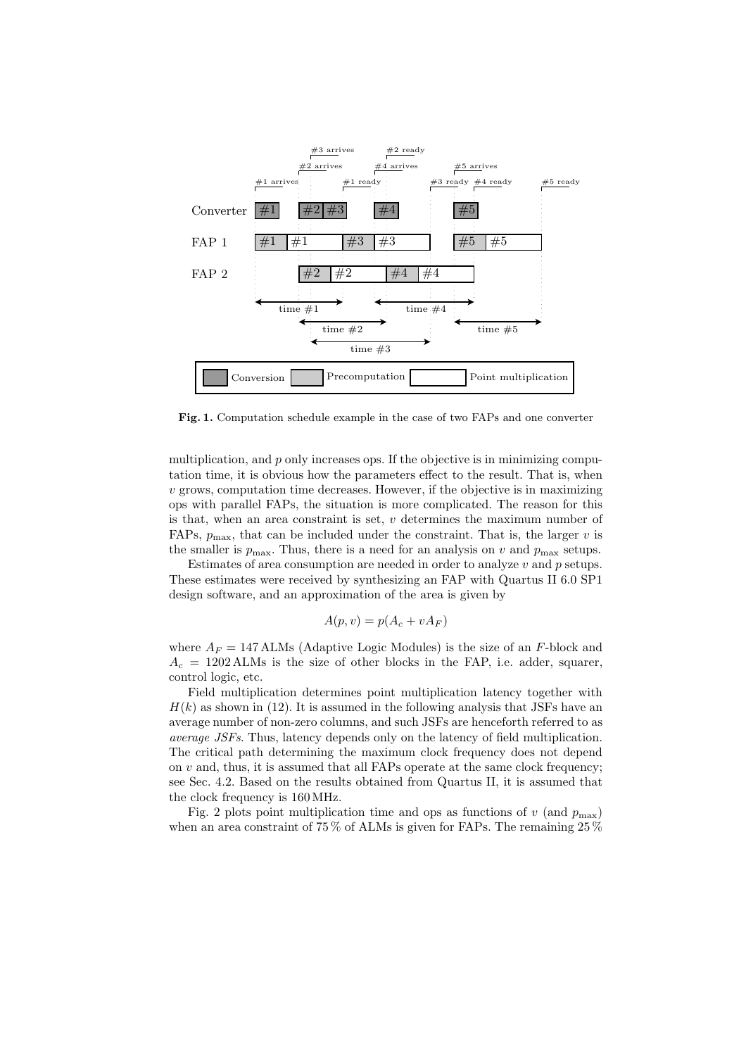**Fig. 1.** Computation schedule example in the case of two FAPs and one converter

multiplication, and $p$ only increases ops. If the objective is in minimizing computation time, it is obvious how the parameters effect to the result. That is, when $v$ grows, computation time decreases. However, if the objective is in maximizing ops with parallel FAPs, the situation is more complicated. The reason for this is that, when an area constraint is set, $v$ determines the maximum number of FAPs, $p_{\max}$, that can be included under the constraint. That is, the larger $v$ is the smaller is $p_{\max}$. Thus, there is a need for an analysis on $v$ and $p_{\max}$ setups.

Estimates of area consumption are needed in order to analyze $v$ and $p$ setups. These estimates were received by synthesizing an FAP with Quartus II 6.0 SP1 design software, and an approximation of the area is given by

$$A(p, v) = p(A_c + vA_F)$$

where $A_F = 147$ ALMs (Adaptive Logic Modules) is the size of an $F$-block and $A_c = 1202$ ALMs is the size of other blocks in the FAP, i.e. adder, squarer, control logic, etc.

Field multiplication determines point multiplication latency together with $H(k)$ as shown in (12). It is assumed in the following analysis that JSFs have an average number of non-zero columns, and such JSFs are henceforth referred to as *average JSFs*. Thus, latency depends only on the latency of field multiplication. The critical path determining the maximum clock frequency does not depend on $v$ and, thus, it is assumed that all FAPs operate at the same clock frequency; see Sec. 4.2. Based on the results obtained from Quartus II, it is assumed that the clock frequency is 160 MHz.

Fig. 2 plots point multiplication time and ops as functions of $v$ (and $p_{\max}$) when an area constraint of 75 % of ALMs is given for FAPs. The remaining 25 %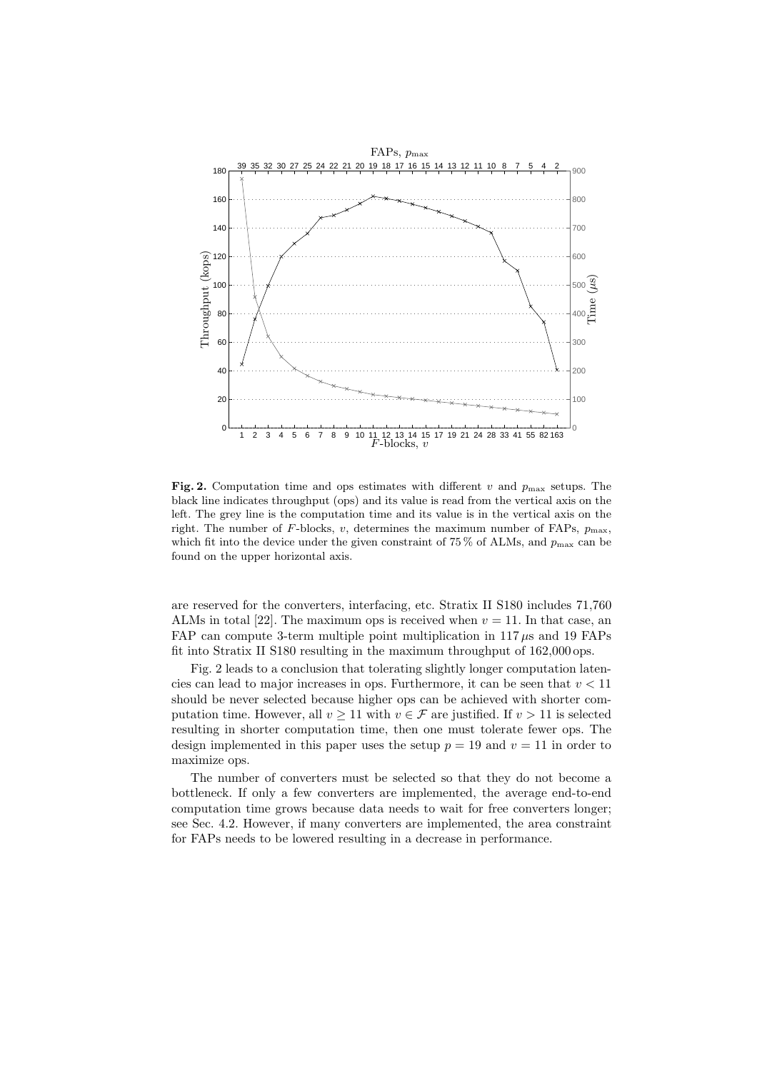**Fig. 2.** Computation time and ops estimates with different $v$ and $p_{\max}$ setups. The black line indicates throughput (ops) and its value is read from the vertical axis on the left. The grey line is the computation time and its value is in the vertical axis on the right. The number of $F$-blocks, $v$, determines the maximum number of FAPs, $p_{\max}$, which fit into the device under the given constraint of 75 % of ALMs, and $p_{\max}$ can be found on the upper horizontal axis.

are reserved for the converters, interfacing, etc. Stratix II S180 includes 71,760 ALMs in total [22]. The maximum ops is received when $v = 11$. In that case, an FAP can compute 3-term multiple point multiplication in 117 $\mu$s and 19 FAPs fit into Stratix II S180 resulting in the maximum throughput of 162,000 ops.

Fig. 2 leads to a conclusion that tolerating slightly longer computation latencies can lead to major increases in ops. Furthermore, it can be seen that $v < 11$ should be never selected because higher ops can be achieved with shorter computation time. However, all $v \geq 11$ with $v \in \mathcal{F}$ are justified. If $v > 11$ is selected resulting in shorter computation time, then one must tolerate fewer ops. The design implemented in this paper uses the setup $p = 19$ and $v = 11$ in order to maximize ops.

The number of converters must be selected so that they do not become a bottleneck. If only a few converters are implemented, the average end-to-end computation time grows because data needs to wait for free converters longer; see Sec. 4.2. However, if many converters are implemented, the area constraint for FAPs needs to be lowered resulting in a decrease in performance.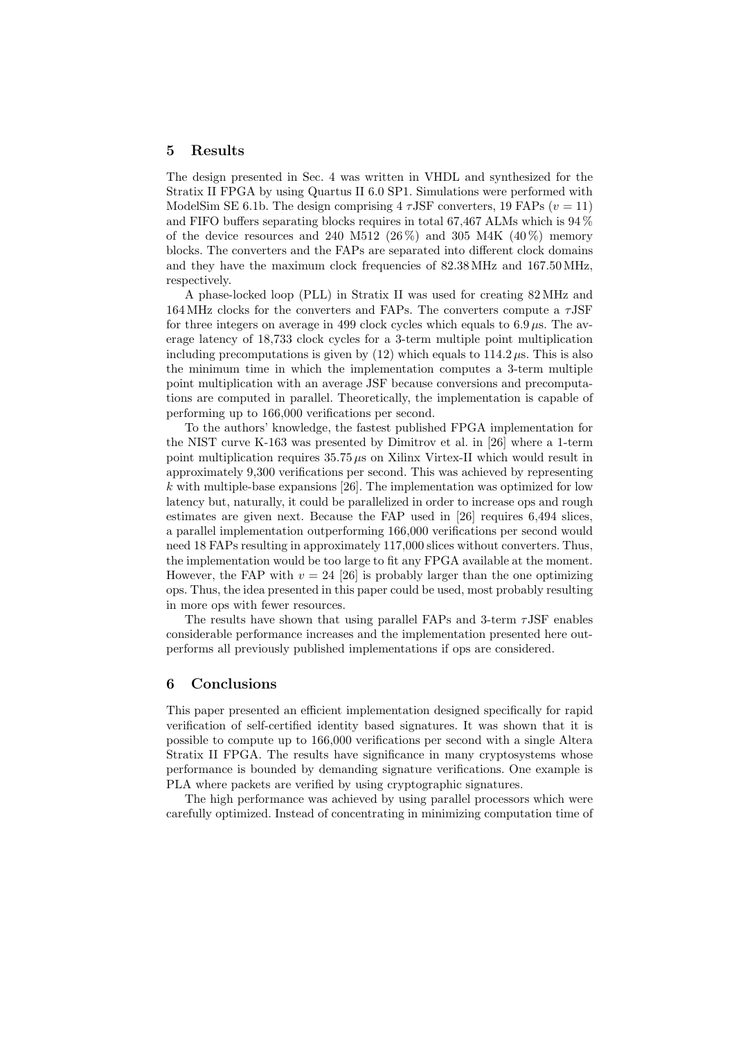## 5 Results

The design presented in Sec. 4 was written in VHDL and synthesized for the Stratix II FPGA by using Quartus II 6.0 SP1. Simulations were performed with ModelSim SE 6.1b. The design comprising 4 $\tau$JSF converters, 19 FAPs ($v = 11$) and FIFO buffers separating blocks requires in total 67,467 ALMs which is 94 % of the device resources and 240 M512 (26 %) and 305 M4K (40 %) memory blocks. The converters and the FAPs are separated into different clock domains and they have the maximum clock frequencies of 82.38 MHz and 167.50 MHz, respectively.

A phase-locked loop (PLL) in Stratix II was used for creating 82 MHz and 164 MHz clocks for the converters and FAPs. The converters compute a $\tau$JSF for three integers on average in 499 clock cycles which equals to 6.9 $\mu$s. The average latency of 18,733 clock cycles for a 3-term multiple point multiplication including precomputations is given by (12) which equals to 114.2 $\mu$s. This is also the minimum time in which the implementation computes a 3-term multiple point multiplication with an average JSF because conversions and precomputations are computed in parallel. Theoretically, the implementation is capable of performing up to 166,000 verifications per second.

To the authors' knowledge, the fastest published FPGA implementation for the NIST curve K-163 was presented by Dimitrov et al. in [26] where a 1-term point multiplication requires 35.75 $\mu$s on Xilinx Virtex-II which would result in approximately 9,300 verifications per second. This was achieved by representing $k$ with multiple-base expansions [26]. The implementation was optimized for low latency but, naturally, it could be parallelized in order to increase ops and rough estimates are given next. Because the FAP used in [26] requires 6,494 slices, a parallel implementation outperforming 166,000 verifications per second would need 18 FAPs resulting in approximately 117,000 slices without converters. Thus, the implementation would be too large to fit any FPGA available at the moment. However, the FAP with $v = 24$ [26] is probably larger than the one optimizing ops. Thus, the idea presented in this paper could be used, most probably resulting in more ops with fewer resources.

The results have shown that using parallel FAPs and 3-term $\tau$JSF enables considerable performance increases and the implementation presented here outperforms all previously published implementations if ops are considered.

## 6 Conclusions

This paper presented an efficient implementation designed specifically for rapid verification of self-certified identity based signatures. It was shown that it is possible to compute up to 166,000 verifications per second with a single Altera Stratix II FPGA. The results have significance in many cryptosystems whose performance is bounded by demanding signature verifications. One example is PLA where packets are verified by using cryptographic signatures.

The high performance was achieved by using parallel processors which were carefully optimized. Instead of concentrating in minimizing computation time of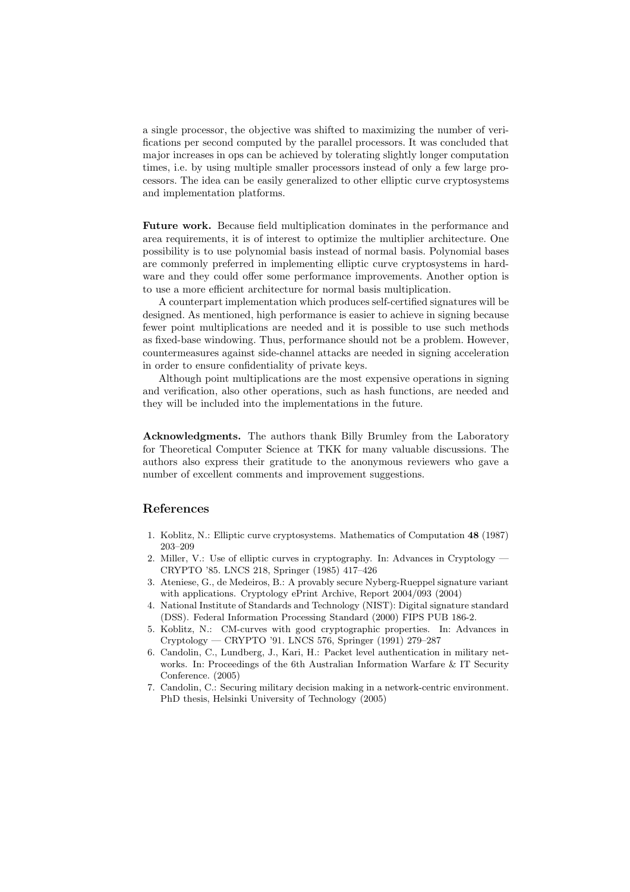a single processor, the objective was shifted to maximizing the number of verifications per second computed by the parallel processors. It was concluded that major increases in ops can be achieved by tolerating slightly longer computation times, i.e. by using multiple smaller processors instead of only a few large processors. The idea can be easily generalized to other elliptic curve cryptosystems and implementation platforms.

**Future work.** Because field multiplication dominates in the performance and area requirements, it is of interest to optimize the multiplier architecture. One possibility is to use polynomial basis instead of normal basis. Polynomial bases are commonly preferred in implementing elliptic curve cryptosystems in hardware and they could offer some performance improvements. Another option is to use a more efficient architecture for normal basis multiplication.

A counterpart implementation which produces self-certified signatures will be designed. As mentioned, high performance is easier to achieve in signing because fewer point multiplications are needed and it is possible to use such methods as fixed-base windowing. Thus, performance should not be a problem. However, countermeasures against side-channel attacks are needed in signing acceleration in order to ensure confidentiality of private keys.

Although point multiplications are the most expensive operations in signing and verification, also other operations, such as hash functions, are needed and they will be included into the implementations in the future.

**Acknowledgments.** The authors thank Billy Brumley from the Laboratory for Theoretical Computer Science at TKK for many valuable discussions. The authors also express their gratitude to the anonymous reviewers who gave a number of excellent comments and improvement suggestions.

## References

1. Koblitz, N.: Elliptic curve cryptosystems. Mathematics of Computation **48** (1987) 203–209
2. Miller, V.: Use of elliptic curves in cryptography. In: Advances in Cryptology — CRYPTO '85. LNCS 218, Springer (1985) 417–426
3. Ateniese, G., de Medeiros, B.: A provably secure Nyberg-Rueppel signature variant with applications. Cryptology ePrint Archive, Report 2004/093 (2004)
4. National Institute of Standards and Technology (NIST): Digital signature standard (DSS). Federal Information Processing Standard (2000) FIPS PUB 186-2.
5. Koblitz, N.: CM-curves with good cryptographic properties. In: Advances in Cryptology — CRYPTO '91. LNCS 576, Springer (1991) 279–287
6. Candolin, C., Lundberg, J., Kari, H.: Packet level authentication in military networks. In: Proceedings of the 6th Australian Information Warfare & IT Security Conference. (2005)
7. Candolin, C.: Securing military decision making in a network-centric environment. PhD thesis, Helsinki University of Technology (2005)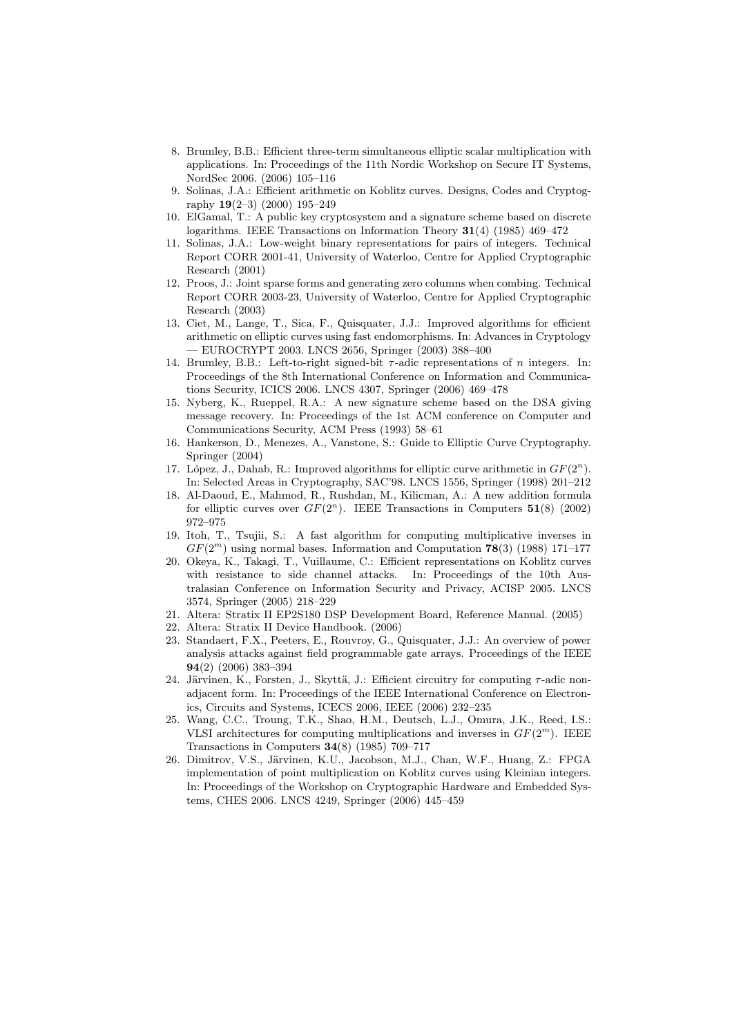8. Brumley, B.B.: Efficient three-term simultaneous elliptic scalar multiplication with applications. In: Proceedings of the 11th Nordic Workshop on Secure IT Systems, NordSec 2006. (2006) 105–116
9. Solinas, J.A.: Efficient arithmetic on Koblitz curves. Designs, Codes and Cryptography **19**(2–3) (2000) 195–249
10. ElGamal, T.: A public key cryptosystem and a signature scheme based on discrete logarithms. IEEE Transactions on Information Theory **31**(4) (1985) 469–472
11. Solinas, J.A.: Low-weight binary representations for pairs of integers. Technical Report CORR 2001-41, University of Waterloo, Centre for Applied Cryptographic Research (2001)
12. Proos, J.: Joint sparse forms and generating zero columns when combing. Technical Report CORR 2003-23, University of Waterloo, Centre for Applied Cryptographic Research (2003)
13. Ciet, M., Lange, T., Sica, F., Quisquater, J.J.: Improved algorithms for efficient arithmetic on elliptic curves using fast endomorphisms. In: Advances in Cryptology — EUROCRYPT 2003. LNCS 2656, Springer (2003) 388–400
14. Brumley, B.B.: Left-to-right signed-bit $\tau$-adic representations of $n$ integers. In: Proceedings of the 8th International Conference on Information and Communications Security, ICICS 2006. LNCS 4307, Springer (2006) 469–478
15. Nyberg, K., Rueppel, R.A.: A new signature scheme based on the DSA giving message recovery. In: Proceedings of the 1st ACM conference on Computer and Communications Security, ACM Press (1993) 58–61
16. Hankerson, D., Menezes, A., Vanstone, S.: Guide to Elliptic Curve Cryptography. Springer (2004)
17. López, J., Dahab, R.: Improved algorithms for elliptic curve arithmetic in $GF(2^n)$. In: Selected Areas in Cryptography, SAC'98. LNCS 1556, Springer (1998) 201–212
18. Al-Daoud, E., Mahmod, R., Rushdan, M., Kilicman, A.: A new addition formula for elliptic curves over $GF(2^n)$. IEEE Transactions in Computers **51**(8) (2002) 972–975
19. Itoh, T., Tsujii, S.: A fast algorithm for computing multiplicative inverses in $GF(2^m)$ using normal bases. Information and Computation **78**(3) (1988) 171–177
20. Okeya, K., Takagi, T., Vuillaume, C.: Efficient representations on Koblitz curves with resistance to side channel attacks. In: Proceedings of the 10th Australasian Conference on Information Security and Privacy, ACISP 2005. LNCS 3574, Springer (2005) 218–229
21. Altera: Stratix II EP2S180 DSP Development Board, Reference Manual. (2005)
22. Altera: Stratix II Device Handbook. (2006)
23. Standaert, F.X., Peeters, E., Rouvroy, G., Quisquater, J.J.: An overview of power analysis attacks against field programmable gate arrays. Proceedings of the IEEE **94**(2) (2006) 383–394
24. Järvinen, K., Forsten, J., Skyttä, J.: Efficient circuitry for computing $\tau$-adic non-adjacent form. In: Proceedings of the IEEE International Conference on Electronics, Circuits and Systems, ICECS 2006, IEEE (2006) 232–235
25. Wang, C.C., Troung, T.K., Shao, H.M., Deutsch, L.J., Omura, J.K., Reed, I.S.: VLSI architectures for computing multiplications and inverses in $GF(2^m)$. IEEE Transactions in Computers **34**(8) (1985) 709–717
26. Dimitrov, V.S., Järvinen, K.U., Jacobson, M.J., Chan, W.F., Huang, Z.: FPGA implementation of point multiplication on Koblitz curves using Kleinian integers. In: Proceedings of the Workshop on Cryptographic Hardware and Embedded Systems, CHES 2006. LNCS 4249, Springer (2006) 445–459